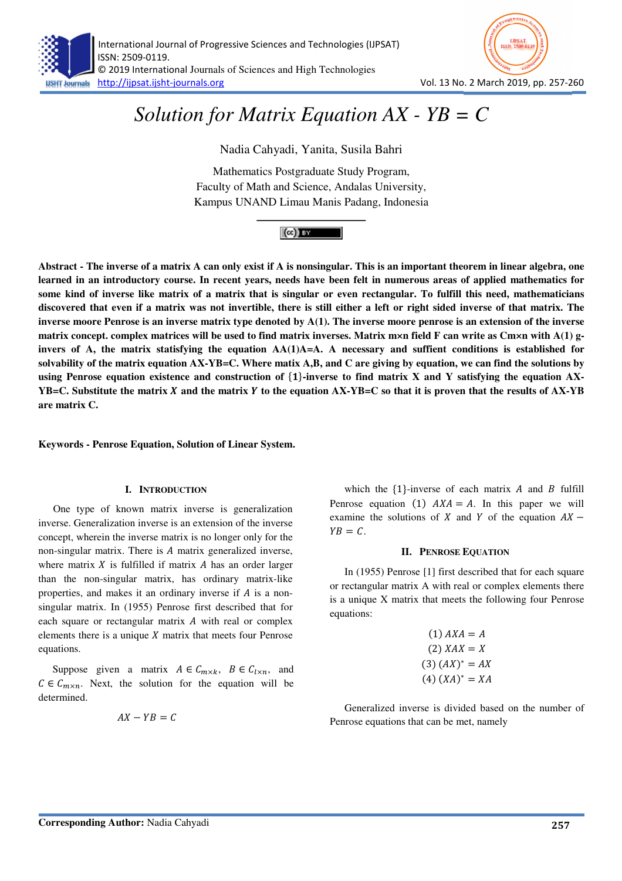# Solution for Matrix Equation AX - YB = C

Nadia Cahyadi, Yanita, Susila Bahri

Mathematics Postgraduate Study Program,
Faculty of Math and Science, Andalas University,
Kampus UNAND Limau Manis Padang, Indonesia

**Abstract - The inverse of a matrix A can only exist if A is nonsingular. This is an important theorem in linear algebra, one learned in an introductory course. In recent years, needs have been felt in numerous areas of applied mathematics for some kind of inverse like matrix of a matrix that is singular or even rectangular. To fulfill this need, mathematicians discovered that even if a matrix was not invertible, there is still either a left or right sided inverse of that matrix. The inverse moore Penrose is an inverse matrix type denoted by A(1). The inverse moore penrose is an extension of the inverse matrix concept. complex matrices will be used to find matrix inverses. Matrix m×n field F can write as Cm×n with A(1) g-invers of A, the matrix statisfying the equation AA(1)A=A. A necessary and suffient conditions is established for solvability of the matrix equation AX-YB=C. Where matix A,B, and C are giving by equation, we can find the solutions by using Penrose equation existence and construction of {1}-inverse to find matrix X and Y satisfying the equation AX-YB=C. Substitute the matrix *X* and the matrix *Y* to the equation AX-YB=C so that it is proven that the results of AX-YB are matrix C.**

**Keywords - Penrose Equation, Solution of Linear System.**

## I. Introduction

One type of known matrix inverse is generalization inverse. Generalization inverse is an extension of the inverse concept, wherein the inverse matrix is no longer only for the non-singular matrix. There is $A$ matrix generalized inverse, where matrix $X$ is fulfilled if matrix $A$ has an order larger than the non-singular matrix, has ordinary matrix-like properties, and makes it an ordinary inverse if $A$ is a non-singular matrix. In (1955) Penrose first described that for each square or rectangular matrix $A$ with real or complex elements there is a unique $X$ matrix that meets four Penrose equations.

Suppose given a matrix $A \in C_{m\times k}$, $B \in C_{l\times n}$, and $C \in C_{m\times n}$. Next, the solution for the equation will be determined.

$$AX - YB = C$$

which the {1}-inverse of each matrix $A$ and $B$ fulfill Penrose equation (1) $AXA = A$. In this paper we will examine the solutions of $X$ and $Y$ of the equation $AX - YB = C$.

## II. Penrose Equation

In (1955) Penrose [1] first described that for each square or rectangular matrix A with real or complex elements there is a unique X matrix that meets the following four Penrose equations:

$$(1)\ AXA = A$$
$$(2)\ XAX = X$$
$$(3)\ (AX)^* = AX$$
$$(4)\ (XA)^* = XA$$

Generalized inverse is divided based on the number of Penrose equations that can be met, namely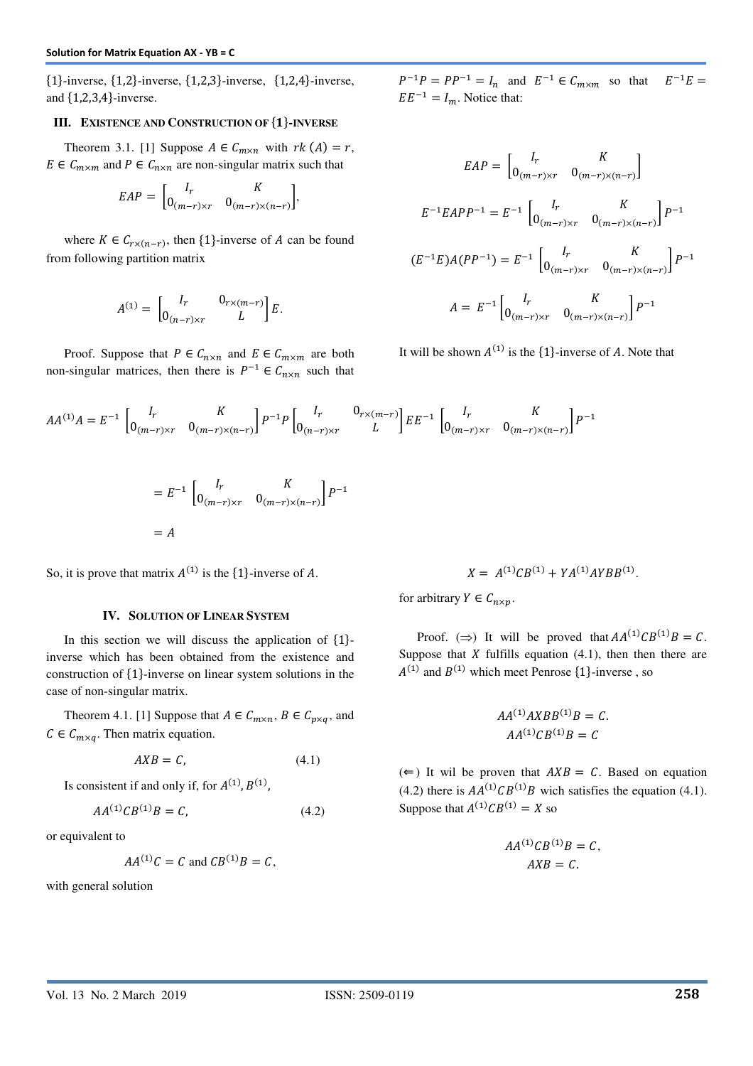{1}-inverse, {1,2}-inverse, {1,2,3}-inverse, {1,2,4}-inverse, and {1,2,3,4}-inverse.

## III. Existence and Construction of {1}-inverse

Theorem 3.1. [1] Suppose $A \in C_{m\times n}$ with $rk\,(A) = r$, $E \in C_{m\times m}$ and $P \in C_{n\times n}$ are non-singular matrix such that

$$EAP = \begin{bmatrix} I_r & K \\ 0_{(m-r)\times r} & 0_{(m-r)\times(n-r)} \end{bmatrix},$$

where $K \in C_{r\times(n-r)}$, then {1}-inverse of $A$ can be found from following partition matrix

$$A^{(1)} = \begin{bmatrix} I_r & 0_{r\times(m-r)} \\ 0_{(n-r)\times r} & L \end{bmatrix} E.$$

Proof. Suppose that $P \in C_{n\times n}$ and $E \in C_{m\times m}$ are both non-singular matrices, then there is $P^{-1} \in C_{n\times n}$ such that $P^{-1}P = PP^{-1} = I_n$ and $E^{-1} \in C_{m\times m}$ so that $E^{-1}E = EE^{-1} = I_m$. Notice that:

$$EAP = \begin{bmatrix} I_r & K \\ 0_{(m-r)\times r} & 0_{(m-r)\times(n-r)} \end{bmatrix}$$

$$E^{-1}EAPP^{-1} = E^{-1}\begin{bmatrix} I_r & K \\ 0_{(m-r)\times r} & 0_{(m-r)\times(n-r)} \end{bmatrix}P^{-1}$$

$$(E^{-1}E)A(PP^{-1}) = E^{-1}\begin{bmatrix} I_r & K \\ 0_{(m-r)\times r} & 0_{(m-r)\times(n-r)} \end{bmatrix}P^{-1}$$

$$A = E^{-1}\begin{bmatrix} I_r & K \\ 0_{(m-r)\times r} & 0_{(m-r)\times(n-r)} \end{bmatrix}P^{-1}$$

It will be shown $A^{(1)}$ is the {1}-inverse of $A$. Note that

$$AA^{(1)}A = E^{-1}\begin{bmatrix} I_r & K \\ 0_{(m-r)\times r} & 0_{(m-r)\times(n-r)} \end{bmatrix}P^{-1}P\begin{bmatrix} I_r & 0_{r\times(m-r)} \\ 0_{(n-r)\times r} & L \end{bmatrix}EE^{-1}\begin{bmatrix} I_r & K \\ 0_{(m-r)\times r} & 0_{(m-r)\times(n-r)} \end{bmatrix}P^{-1}$$

$$= E^{-1}\begin{bmatrix} I_r & K \\ 0_{(m-r)\times r} & 0_{(m-r)\times(n-r)} \end{bmatrix}P^{-1}$$

$$= A$$

So, it is prove that matrix $A^{(1)}$ is the {1}-inverse of $A$.

## IV. Solution of Linear System

In this section we will discuss the application of {1}-inverse which has been obtained from the existence and construction of {1}-inverse on linear system solutions in the case of non-singular matrix.

Theorem 4.1. [1] Suppose that $A \in C_{m\times n}$, $B \in C_{p\times q}$, and $C \in C_{m\times q}$. Then matrix equation.

$$AXB = C, \tag{4.1}$$

Is consistent if and only if, for $A^{(1)}, B^{(1)}$,

$$AA^{(1)}CB^{(1)}B = C, \tag{4.2}$$

or equivalent to

$$AA^{(1)}C = C \text{ and } CB^{(1)}B = C,$$

with general solution

$$X = A^{(1)}CB^{(1)} + YA^{(1)}AYBB^{(1)}.$$

for arbitrary $Y \in C_{n\times p}$.

Proof. (⇒) It will be proved that $AA^{(1)}CB^{(1)}B = C$. Suppose that $X$ fulfills equation (4.1), then then there are $A^{(1)}$ and $B^{(1)}$ which meet Penrose {1}-inverse , so

$$AA^{(1)}AXBB^{(1)}B = C.$$
$$AA^{(1)}CB^{(1)}B = C$$

(⇐) It wil be proven that $AXB = C$. Based on equation (4.2) there is $AA^{(1)}CB^{(1)}B$ wich satisfies the equation (4.1). Suppose that $A^{(1)}CB^{(1)} = X$ so

$$AA^{(1)}CB^{(1)}B = C,$$
$$AXB = C.$$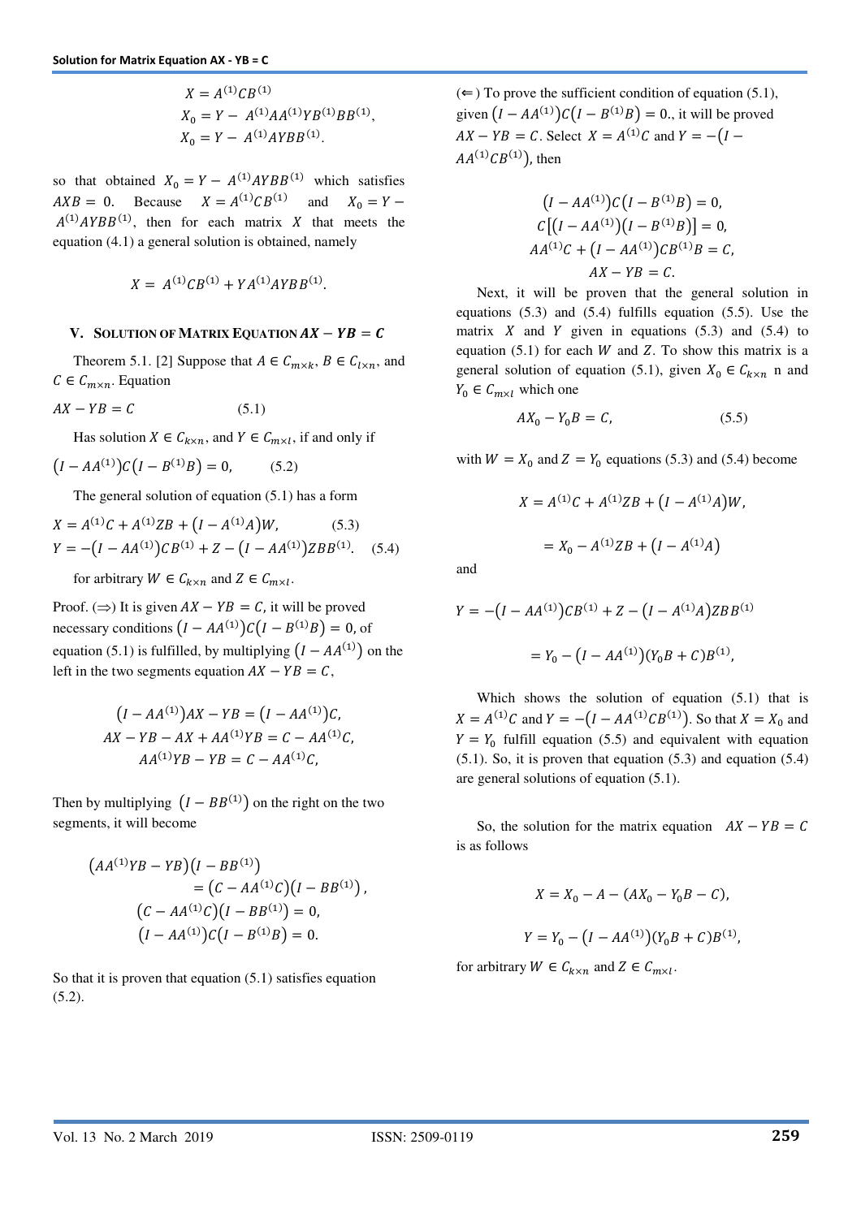$$X = A^{(1)}CB^{(1)}$$
$$X_0 = Y - A^{(1)}AA^{(1)}YB^{(1)}BB^{(1)},$$
$$X_0 = Y - A^{(1)}AYBB^{(1)}.$$

so that obtained $X_0 = Y - A^{(1)}AYBB^{(1)}$ which satisfies $AXB = 0$. Because $X = A^{(1)}CB^{(1)}$ and $X_0 = Y - A^{(1)}AYBB^{(1)}$, then for each matrix $X$ that meets the equation (4.1) a general solution is obtained, namely

$$X = A^{(1)}CB^{(1)} + YA^{(1)}AYBB^{(1)}.$$

## V. Solution of Matrix Equation $AX - YB = C$

Theorem 5.1. [2] Suppose that $A \in C_{m\times k}$, $B \in C_{l\times n}$, and $C \in C_{m\times n}$. Equation

$$AX - YB = C \qquad (5.1)$$

Has solution $X \in C_{k\times n}$, and $Y \in C_{m\times l}$, if and only if

$$\left(I - AA^{(1)}\right)C\left(I - B^{(1)}B\right) = 0, \qquad (5.2)$$

The general solution of equation (5.1) has a form

$$X = A^{(1)}C + A^{(1)}ZB + \left(I - A^{(1)}A\right)W, \qquad (5.3)$$
$$Y = -\left(I - AA^{(1)}\right)CB^{(1)} + Z - \left(I - AA^{(1)}\right)ZBB^{(1)}. \qquad (5.4)$$

for arbitrary $W \in C_{k\times n}$ and $Z \in C_{m\times l}$.

Proof. ($\Rightarrow$) It is given $AX - YB = C$, it will be proved necessary conditions $\left(I - AA^{(1)}\right)C\left(I - B^{(1)}B\right) = 0$, of equation (5.1) is fulfilled, by multiplying $\left(I - AA^{(1)}\right)$ on the left in the two segments equation $AX - YB = C$,

$$\left(I - AA^{(1)}\right)AX - YB = \left(I - AA^{(1)}\right)C,$$
$$AX - YB - AX + AA^{(1)}YB = C - AA^{(1)}C,$$
$$AA^{(1)}YB - YB = C - AA^{(1)}C,$$

Then by multiplying $\left(I - BB^{(1)}\right)$ on the right on the two segments, it will become

$$\left(AA^{(1)}YB - YB\right)\left(I - BB^{(1)}\right) = \left(C - AA^{(1)}C\right)\left(I - BB^{(1)}\right),$$
$$\left(C - AA^{(1)}C\right)\left(I - BB^{(1)}\right) = 0,$$
$$\left(I - AA^{(1)}\right)C\left(I - B^{(1)}B\right) = 0.$$

So that it is proven that equation (5.1) satisfies equation (5.2).

($\Leftarrow$) To prove the sufficient condition of equation (5.1), given $\left(I - AA^{(1)}\right)C\left(I - B^{(1)}B\right) = 0.$, it will be proved $AX - YB = C$. Select $X = A^{(1)}C$ and $Y = -\left(I - AA^{(1)}CB^{(1)}\right)$, then

$$\left(I - AA^{(1)}\right)C\left(I - B^{(1)}B\right) = 0,$$
$$C\left[\left(I - AA^{(1)}\right)\left(I - B^{(1)}B\right)\right] = 0,$$
$$AA^{(1)}C + \left(I - AA^{(1)}\right)CB^{(1)}B = C,$$
$$AX - YB = C.$$

Next, it will be proven that the general solution in equations (5.3) and (5.4) fulfills equation (5.5). Use the matrix $X$ and $Y$ given in equations (5.3) and (5.4) to equation (5.1) for each $W$ and $Z$. To show this matrix is a general solution of equation (5.1), given $X_0 \in C_{k\times n}$ n and $Y_0 \in C_{m\times l}$ which one

$$AX_0 - Y_0B = C, \qquad (5.5)$$

with $W = X_0$ and $Z = Y_0$ equations (5.3) and (5.4) become

$$X = A^{(1)}C + A^{(1)}ZB + \left(I - A^{(1)}A\right)W,$$
$$= X_0 - A^{(1)}ZB + \left(I - A^{(1)}A\right)$$

and

$$Y = -\left(I - AA^{(1)}\right)CB^{(1)} + Z - \left(I - A^{(1)}A\right)ZBB^{(1)}$$
$$= Y_0 - \left(I - AA^{(1)}\right)\left(Y_0B + C\right)B^{(1)},$$

Which shows the solution of equation (5.1) that is $X = A^{(1)}C$ and $Y = -\left(I - AA^{(1)}CB^{(1)}\right)$. So that $X = X_0$ and $Y = Y_0$ fulfill equation (5.5) and equivalent with equation (5.1). So, it is proven that equation (5.3) and equation (5.4) are general solutions of equation (5.1).

So, the solution for the matrix equation $AX - YB = C$ is as follows

$$X = X_0 - A - \left(AX_0 - Y_0B - C\right),$$

$$Y = Y_0 - \left(I - AA^{(1)}\right)\left(Y_0B + C\right)B^{(1)},$$

for arbitrary $W \in C_{k\times n}$ and $Z \in C_{m\times l}$.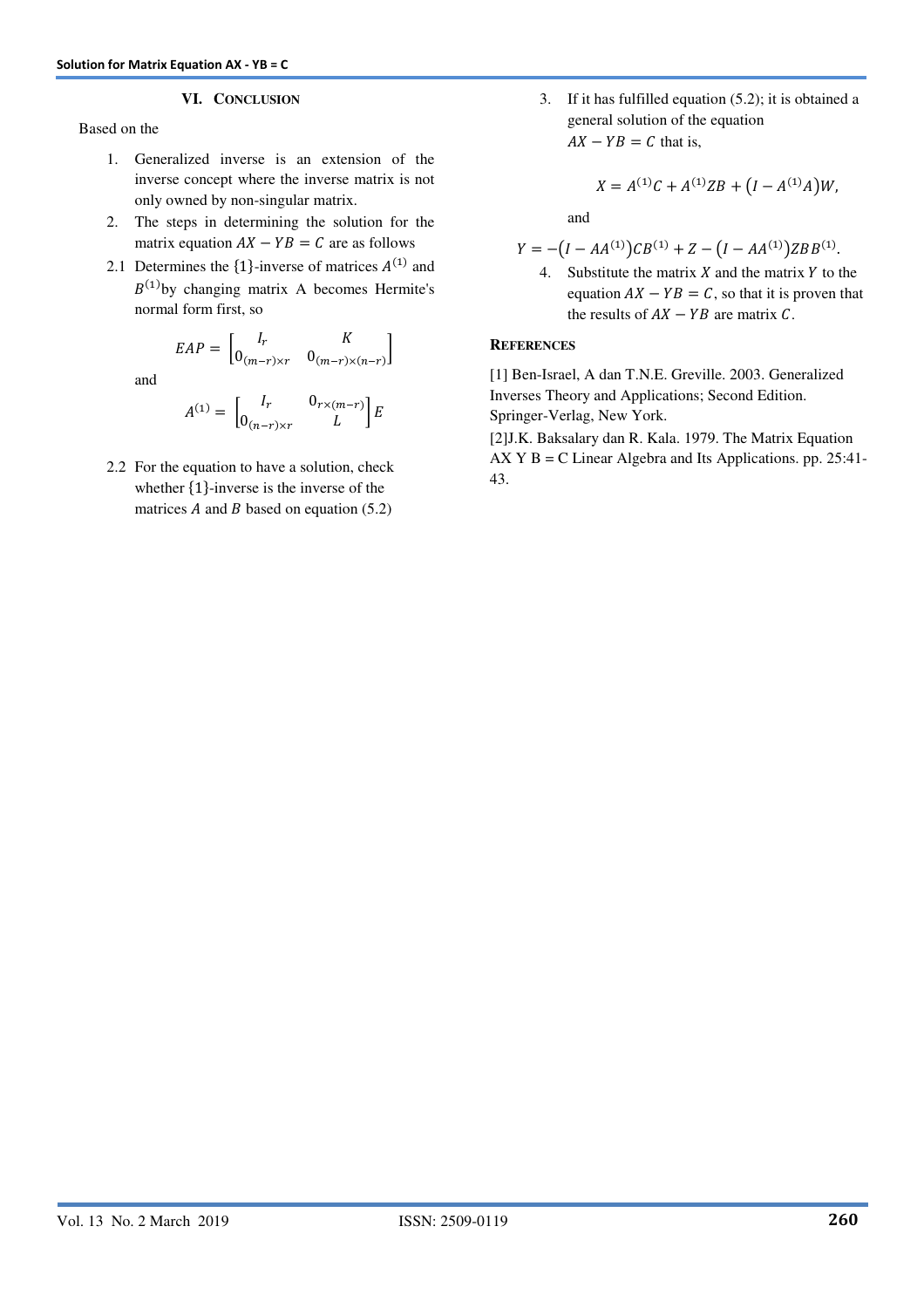## VI. CONCLUSION

Based on the

1. Generalized inverse is an extension of the inverse concept where the inverse matrix is not only owned by non-singular matrix.
2. The steps in determining the solution for the matrix equation $AX - YB = C$ are as follows

2.1 Determines the $\{1\}$-inverse of matrices $A^{(1)}$ and $B^{(1)}$by changing matrix A becomes Hermite's normal form first, so

$$EAP = \begin{bmatrix} I_r & K \\ 0_{(m-r)\times r} & 0_{(m-r)\times(n-r)} \end{bmatrix}$$

and

$$A^{(1)} = \begin{bmatrix} I_r & 0_{r\times(m-r)} \\ 0_{(n-r)\times r} & L \end{bmatrix} E$$

2.2 For the equation to have a solution, check whether $\{1\}$-inverse is the inverse of the matrices $A$ and $B$ based on equation (5.2)

3. If it has fulfilled equation (5.2); it is obtained a general solution of the equation $AX - YB = C$ that is,

$$X = A^{(1)}C + A^{(1)}ZB + (I - A^{(1)}A)W,$$

and

$$Y = -(I - AA^{(1)})CB^{(1)} + Z - (I - AA^{(1)})ZBB^{(1)}.$$

4. Substitute the matrix $X$ and the matrix $Y$ to the equation $AX - YB = C$, so that it is proven that the results of $AX - YB$ are matrix $C$.

## REFERENCES

[1] Ben-Israel, A dan T.N.E. Greville. 2003. Generalized Inverses Theory and Applications; Second Edition. Springer-Verlag, New York.

[2]J.K. Baksalary dan R. Kala. 1979. The Matrix Equation AX Y B = C Linear Algebra and Its Applications. pp. 25:41-43.